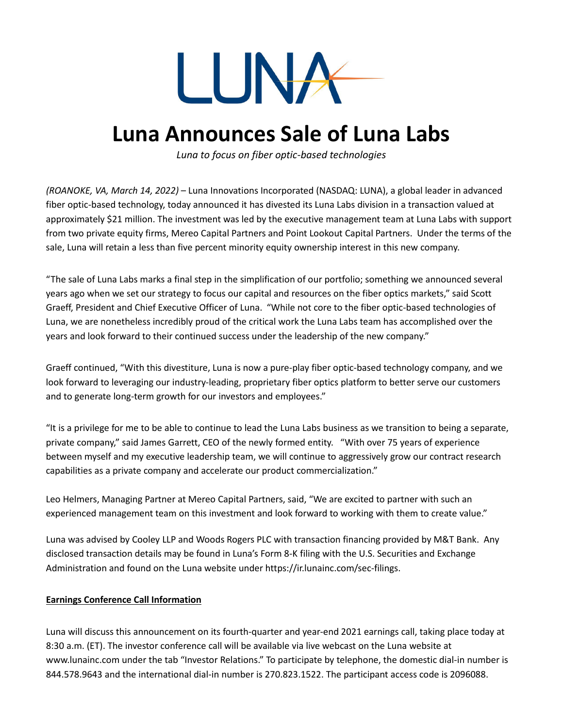# Luna Announces Sale of Luna Labs

*Luna to focus on fiber optic-based technologies*

*(ROANOKE, VA, March 14, 2022)* – Luna Innovations Incorporated (NASDAQ: LUNA), a global leader in advanced fiber optic-based technology, today announced it has divested its Luna Labs division in a transaction valued at approximately $21 million. The investment was led by the executive management team at Luna Labs with support from two private equity firms, Mereo Capital Partners and Point Lookout Capital Partners. Under the terms of the sale, Luna will retain a less than five percent minority equity ownership interest in this new company.

"The sale of Luna Labs marks a final step in the simplification of our portfolio; something we announced several years ago when we set our strategy to focus our capital and resources on the fiber optics markets," said Scott Graeff, President and Chief Executive Officer of Luna. "While not core to the fiber optic-based technologies of Luna, we are nonetheless incredibly proud of the critical work the Luna Labs team has accomplished over the years and look forward to their continued success under the leadership of the new company."

Graeff continued, "With this divestiture, Luna is now a pure-play fiber optic-based technology company, and we look forward to leveraging our industry-leading, proprietary fiber optics platform to better serve our customers and to generate long-term growth for our investors and employees."

"It is a privilege for me to be able to continue to lead the Luna Labs business as we transition to being a separate, private company," said James Garrett, CEO of the newly formed entity. "With over 75 years of experience between myself and my executive leadership team, we will continue to aggressively grow our contract research capabilities as a private company and accelerate our product commercialization."

Leo Helmers, Managing Partner at Mereo Capital Partners, said, "We are excited to partner with such an experienced management team on this investment and look forward to working with them to create value."

Luna was advised by Cooley LLP and Woods Rogers PLC with transaction financing provided by M&T Bank. Any disclosed transaction details may be found in Luna's Form 8-K filing with the U.S. Securities and Exchange Administration and found on the Luna website under https://ir.lunainc.com/sec-filings.

**Earnings Conference Call Information**

Luna will discuss this announcement on its fourth-quarter and year-end 2021 earnings call, taking place today at 8:30 a.m. (ET). The investor conference call will be available via live webcast on the Luna website at www.lunainc.com under the tab "Investor Relations." To participate by telephone, the domestic dial-in number is 844.578.9643 and the international dial-in number is 270.823.1522. The participant access code is 2096088.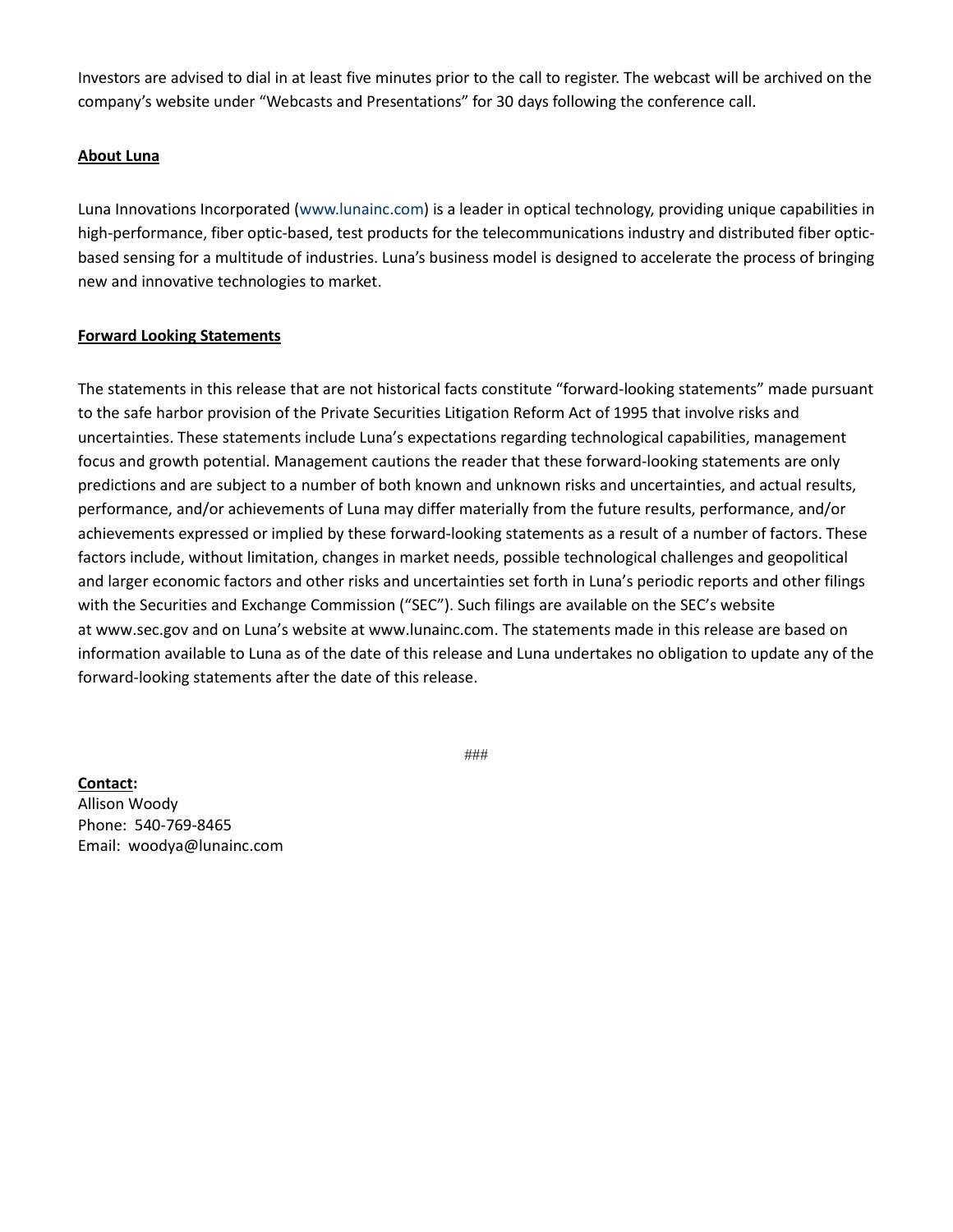Investors are advised to dial in at least five minutes prior to the call to register. The webcast will be archived on the company's website under "Webcasts and Presentations" for 30 days following the conference call.

**About Luna**

Luna Innovations Incorporated (www.lunainc.com) is a leader in optical technology, providing unique capabilities in high-performance, fiber optic-based, test products for the telecommunications industry and distributed fiber optic-based sensing for a multitude of industries. Luna's business model is designed to accelerate the process of bringing new and innovative technologies to market.

**Forward Looking Statements**

The statements in this release that are not historical facts constitute "forward-looking statements" made pursuant to the safe harbor provision of the Private Securities Litigation Reform Act of 1995 that involve risks and uncertainties. These statements include Luna's expectations regarding technological capabilities, management focus and growth potential. Management cautions the reader that these forward-looking statements are only predictions and are subject to a number of both known and unknown risks and uncertainties, and actual results, performance, and/or achievements of Luna may differ materially from the future results, performance, and/or achievements expressed or implied by these forward-looking statements as a result of a number of factors. These factors include, without limitation, changes in market needs, possible technological challenges and geopolitical and larger economic factors and other risks and uncertainties set forth in Luna's periodic reports and other filings with the Securities and Exchange Commission ("SEC"). Such filings are available on the SEC's website at www.sec.gov and on Luna's website at www.lunainc.com. The statements made in this release are based on information available to Luna as of the date of this release and Luna undertakes no obligation to update any of the forward-looking statements after the date of this release.

###

**Contact:**
Allison Woody
Phone: 540-769-8465
Email: woodya@lunainc.com